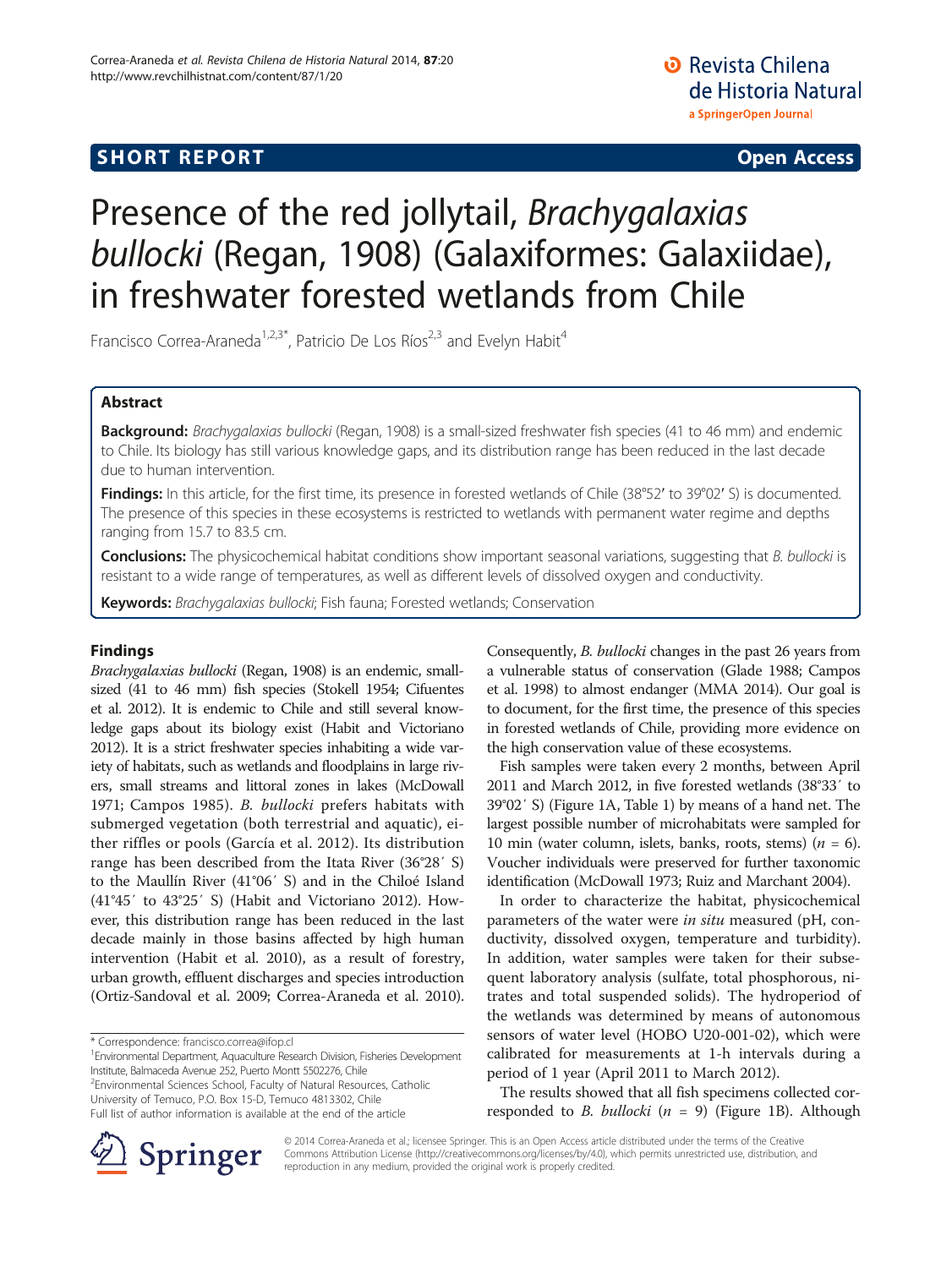**SHORT REPORT** **Open Access**

# Presence of the red jollytail, *Brachygalaxias bullocki* (Regan, 1908) (Galaxiformes: Galaxiidae), in freshwater forested wetlands from Chile

Francisco Correa-Araneda[1,2,3*], Patricio De Los Ríos[2,3] and Evelyn Habit[4]

## Abstract

**Background:** *Brachygalaxias bullocki* (Regan, 1908) is a small-sized freshwater fish species (41 to 46 mm) and endemic to Chile. Its biology has still various knowledge gaps, and its distribution range has been reduced in the last decade due to human intervention.

**Findings:** In this article, for the first time, its presence in forested wetlands of Chile (38°52′ to 39°02′ S) is documented. The presence of this species in these ecosystems is restricted to wetlands with permanent water regime and depths ranging from 15.7 to 83.5 cm.

**Conclusions:** The physicochemical habitat conditions show important seasonal variations, suggesting that *B. bullocki* is resistant to a wide range of temperatures, as well as different levels of dissolved oxygen and conductivity.

**Keywords:** *Brachygalaxias bullocki*; Fish fauna; Forested wetlands; Conservation

## Findings

*Brachygalaxias bullocki* (Regan, 1908) is an endemic, small-sized (41 to 46 mm) fish species (Stokell 1954; Cifuentes et al. 2012). It is endemic to Chile and still several knowledge gaps about its biology exist (Habit and Victoriano 2012). It is a strict freshwater species inhabiting a wide variety of habitats, such as wetlands and floodplains in large rivers, small streams and littoral zones in lakes (McDowall 1971; Campos 1985). *B. bullocki* prefers habitats with submerged vegetation (both terrestrial and aquatic), either riffles or pools (García et al. 2012). Its distribution range has been described from the Itata River (36°28′ S) to the Maullín River (41°06′ S) and in the Chiloé Island (41°45′ to 43°25′ S) (Habit and Victoriano 2012). However, this distribution range has been reduced in the last decade mainly in those basins affected by high human intervention (Habit et al. 2010), as a result of forestry, urban growth, effluent discharges and species introduction (Ortiz-Sandoval et al. 2009; Correa-Araneda et al. 2010). Consequently, *B. bullocki* changes in the past 26 years from a vulnerable status of conservation (Glade 1988; Campos et al. 1998) to almost endanger (MMA 2014). Our goal is to document, for the first time, the presence of this species in forested wetlands of Chile, providing more evidence on the high conservation value of these ecosystems.

Fish samples were taken every 2 months, between April 2011 and March 2012, in five forested wetlands (38°33′ to 39°02′ S) (Figure 1A, Table 1) by means of a hand net. The largest possible number of microhabitats were sampled for 10 min (water column, islets, banks, roots, stems) ($n$ = 6). Voucher individuals were preserved for further taxonomic identification (McDowall 1973; Ruiz and Marchant 2004).

In order to characterize the habitat, physicochemical parameters of the water were *in situ* measured (pH, conductivity, dissolved oxygen, temperature and turbidity). In addition, water samples were taken for their subsequent laboratory analysis (sulfate, total phosphorous, nitrates and total suspended solids). The hydroperiod of the wetlands was determined by means of autonomous sensors of water level (HOBO U20-001-02), which were calibrated for measurements at 1-h intervals during a period of 1 year (April 2011 to March 2012).

The results showed that all fish specimens collected corresponded to *B. bullocki* ($n$ = 9) (Figure 1B). Although

\* Correspondence: francisco.correa@ifop.cl
[1]Environmental Department, Aquaculture Research Division, Fisheries Development Institute, Balmaceda Avenue 252, Puerto Montt 5502276, Chile
[2]Environmental Sciences School, Faculty of Natural Resources, Catholic University of Temuco, P.O. Box 15-D, Temuco 4813302, Chile
Full list of author information is available at the end of the article

© 2014 Correa-Araneda et al.; licensee Springer. This is an Open Access article distributed under the terms of the Creative Commons Attribution License (http://creativecommons.org/licenses/by/4.0), which permits unrestricted use, distribution, and reproduction in any medium, provided the original work is properly credited.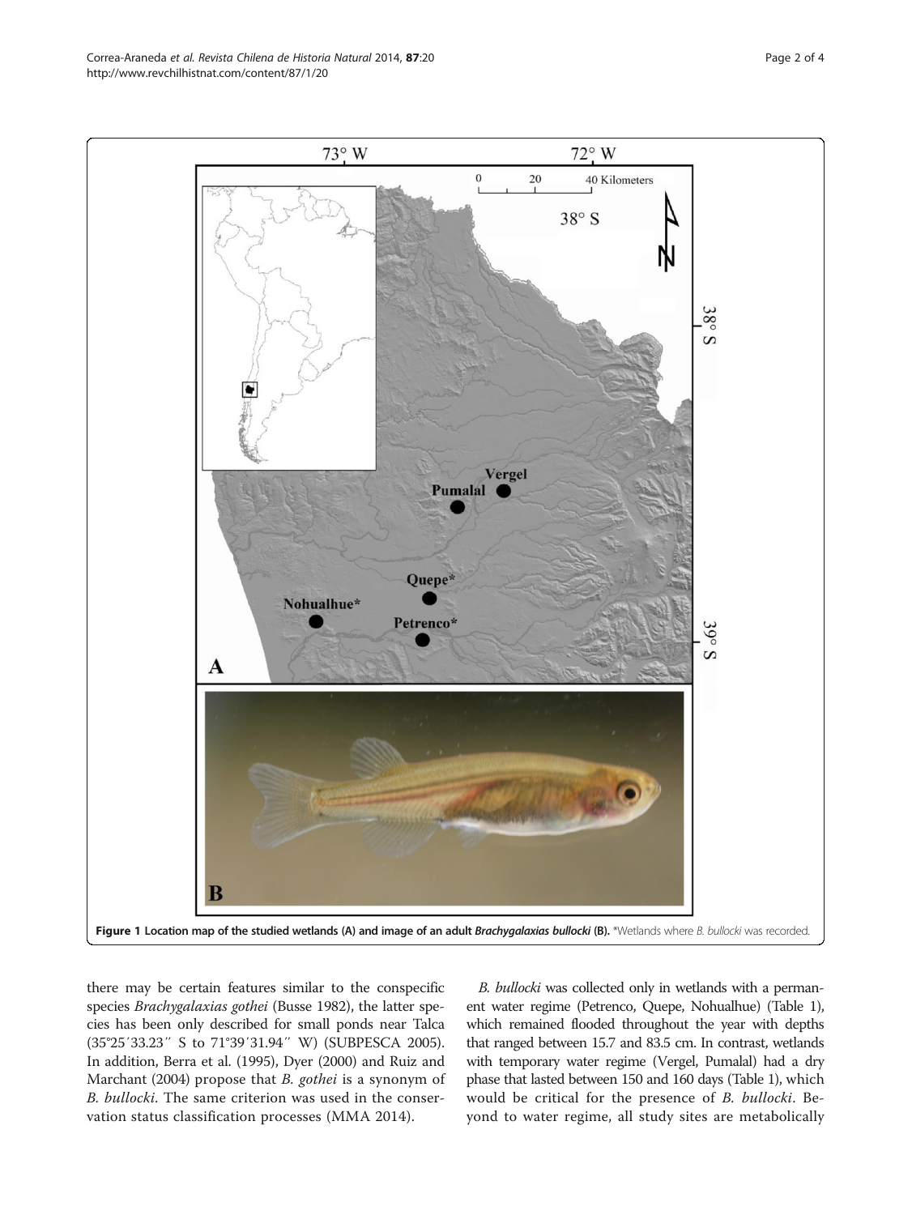Figure 1 Location map of the studied wetlands (A) and image of an adult *Brachygalaxias bullocki* (B). *Wetlands where *B. bullocki* was recorded.

there may be certain features similar to the conspecific species *Brachygalaxias gothei* (Busse 1982), the latter species has been only described for small ponds near Talca (35°25′33.23″ S to 71°39′31.94″ W) (SUBPESCA 2005). In addition, Berra et al. (1995), Dyer (2000) and Ruiz and Marchant (2004) propose that *B. gothei* is a synonym of *B. bullocki*. The same criterion was used in the conservation status classification processes (MMA 2014).

*B. bullocki* was collected only in wetlands with a permanent water regime (Petrenco, Quepe, Nohualhue) (Table 1), which remained flooded throughout the year with depths that ranged between 15.7 and 83.5 cm. In contrast, wetlands with temporary water regime (Vergel, Pumalal) had a dry phase that lasted between 150 and 160 days (Table 1), which would be critical for the presence of *B. bullocki*. Beyond to water regime, all study sites are metabolically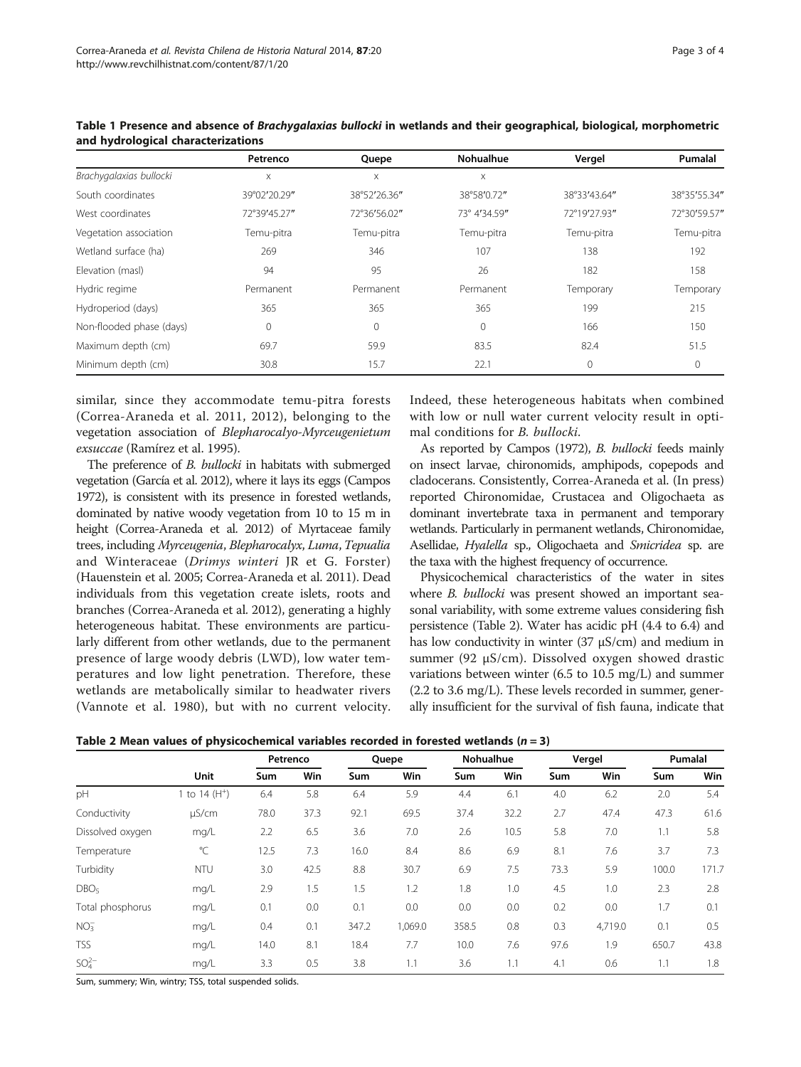**Table 1 Presence and absence of *Brachygalaxias bullocki* in wetlands and their geographical, biological, morphometric and hydrological characterizations**

| | Petrenco | Quepe | Nohualhue | Vergel | Pumalal |
|---|---|---|---|---|---|
| *Brachygalaxias bullocki* | x | x | x | | |
| South coordinates | 39°02′20.29″ | 38°52′26.36″ | 38°58′0.72″ | 38°33′43.64″ | 38°35′55.34″ |
| West coordinates | 72°39′45.27″ | 72°36′56.02″ | 73° 4′34.59″ | 72°19′27.93″ | 72°30′59.57″ |
| Vegetation association | Temu-pitra | Temu-pitra | Temu-pitra | Temu-pitra | Temu-pitra |
| Wetland surface (ha) | 269 | 346 | 107 | 138 | 192 |
| Elevation (masl) | 94 | 95 | 26 | 182 | 158 |
| Hydric regime | Permanent | Permanent | Permanent | Temporary | Temporary |
| Hydroperiod (days) | 365 | 365 | 365 | 199 | 215 |
| Non-flooded phase (days) | 0 | 0 | 0 | 166 | 150 |
| Maximum depth (cm) | 69.7 | 59.9 | 83.5 | 82.4 | 51.5 |
| Minimum depth (cm) | 30.8 | 15.7 | 22.1 | 0 | 0 |

similar, since they accommodate temu-pitra forests (Correa-Araneda et al. 2011, 2012), belonging to the vegetation association of *Blepharocalyo-Myrceugenietum exsuccae* (Ramírez et al. 1995).

The preference of *B. bullocki* in habitats with submerged vegetation (García et al. 2012), where it lays its eggs (Campos 1972), is consistent with its presence in forested wetlands, dominated by native woody vegetation from 10 to 15 m in height (Correa-Araneda et al. 2012) of Myrtaceae family trees, including *Myrceugenia*, *Blepharocalyx*, *Luma*, *Tepualia* and Winteraceae (*Drimys winteri* JR et G. Forster) (Hauenstein et al. 2005; Correa-Araneda et al. 2011). Dead individuals from this vegetation create islets, roots and branches (Correa-Araneda et al. 2012), generating a highly heterogeneous habitat. These environments are particularly different from other wetlands, due to the permanent presence of large woody debris (LWD), low water temperatures and low light penetration. Therefore, these wetlands are metabolically similar to headwater rivers (Vannote et al. 1980), but with no current velocity. Indeed, these heterogeneous habitats when combined with low or null water current velocity result in optimal conditions for *B. bullocki*.

As reported by Campos (1972), *B. bullocki* feeds mainly on insect larvae, chironomids, amphipods, copepods and cladocerans. Consistently, Correa-Araneda et al. (In press) reported Chironomidae, Crustacea and Oligochaeta as dominant invertebrate taxa in permanent and temporary wetlands. Particularly in permanent wetlands, Chironomidae, Asellidae, *Hyalella* sp., Oligochaeta and *Smicridea* sp. are the taxa with the highest frequency of occurrence.

Physicochemical characteristics of the water in sites where *B. bullocki* was present showed an important seasonal variability, with some extreme values considering fish persistence (Table 2). Water has acidic pH (4.4 to 6.4) and has low conductivity in winter (37 μS/cm) and medium in summer (92 μS/cm). Dissolved oxygen showed drastic variations between winter (6.5 to 10.5 mg/L) and summer (2.2 to 3.6 mg/L). These levels recorded in summer, generally insufficient for the survival of fish fauna, indicate that

**Table 2 Mean values of physicochemical variables recorded in forested wetlands ($n = 3$)**

| | Unit | Petrenco | | Quepe | | Nohualhue | | Vergel | | Pumalal | |
|---|---|---|---|---|---|---|---|---|---|---|---|
| | | Sum | Win | Sum | Win | Sum | Win | Sum | Win | Sum | Win |
| pH | 1 to 14 ($H^+$) | 6.4 | 5.8 | 6.4 | 5.9 | 4.4 | 6.1 | 4.0 | 6.2 | 2.0 | 5.4 |
| Conductivity | μS/cm | 78.0 | 37.3 | 92.1 | 69.5 | 37.4 | 32.2 | 2.7 | 47.4 | 47.3 | 61.6 |
| Dissolved oxygen | mg/L | 2.2 | 6.5 | 3.6 | 7.0 | 2.6 | 10.5 | 5.8 | 7.0 | 1.1 | 5.8 |
| Temperature | °C | 12.5 | 7.3 | 16.0 | 8.4 | 8.6 | 6.9 | 8.1 | 7.6 | 3.7 | 7.3 |
| Turbidity | NTU | 3.0 | 42.5 | 8.8 | 30.7 | 6.9 | 7.5 | 73.3 | 5.9 | 100.0 | 171.7 |
| $DBO_5$ | mg/L | 2.9 | 1.5 | 1.5 | 1.2 | 1.8 | 1.0 | 4.5 | 1.0 | 2.3 | 2.8 |
| Total phosphorus | mg/L | 0.1 | 0.0 | 0.1 | 0.0 | 0.0 | 0.0 | 0.2 | 0.0 | 1.7 | 0.1 |
| $NO_3^-$ | mg/L | 0.4 | 0.1 | 347.2 | 1,069.0 | 358.5 | 0.8 | 0.3 | 4,719.0 | 0.1 | 0.5 |
| TSS | mg/L | 14.0 | 8.1 | 18.4 | 7.7 | 10.0 | 7.6 | 97.6 | 1.9 | 650.7 | 43.8 |
| $SO_4^{2-}$ | mg/L | 3.3 | 0.5 | 3.8 | 1.1 | 3.6 | 1.1 | 4.1 | 0.6 | 1.1 | 1.8 |

Sum, summery; Win, wintry; TSS, total suspended solids.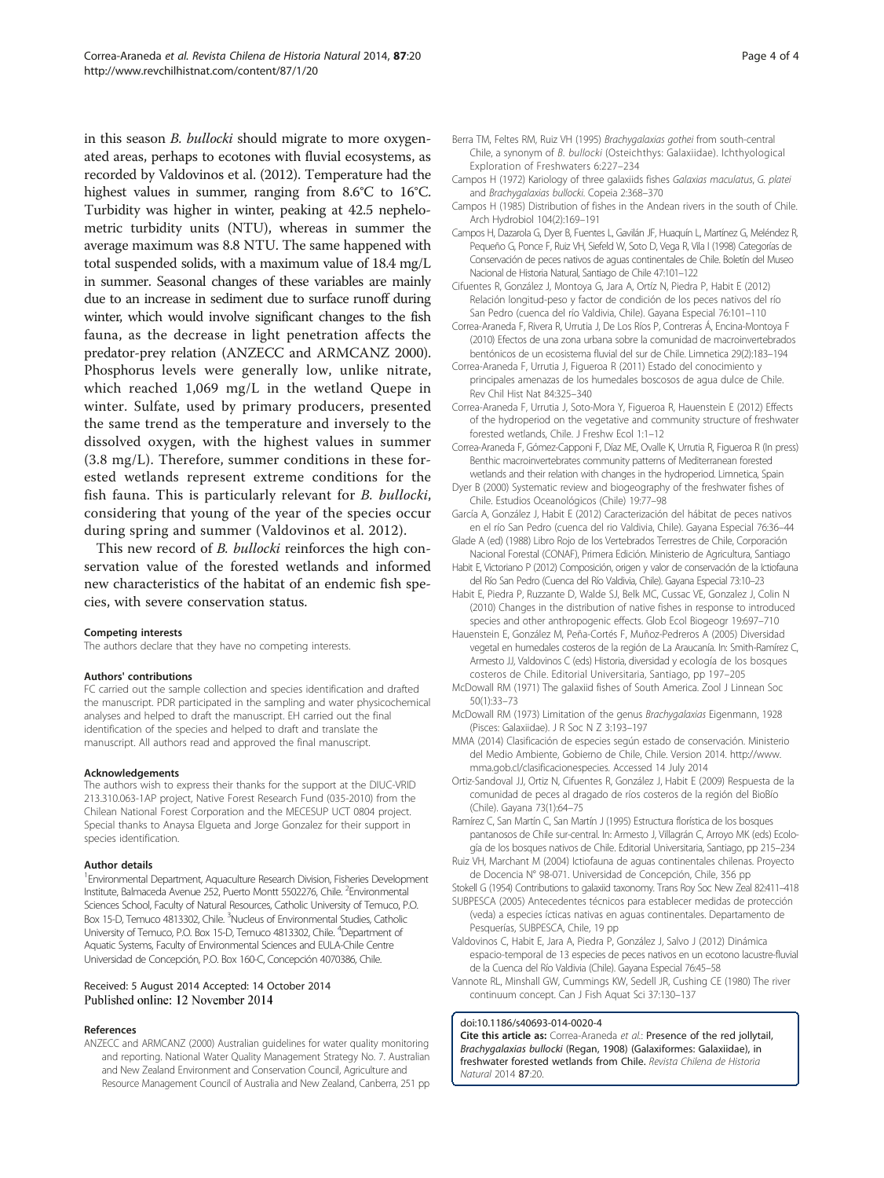in this season *B. bullocki* should migrate to more oxygenated areas, perhaps to ecotones with fluvial ecosystems, as recorded by Valdovinos et al. (2012). Temperature had the highest values in summer, ranging from 8.6°C to 16°C. Turbidity was higher in winter, peaking at 42.5 nephelometric turbidity units (NTU), whereas in summer the average maximum was 8.8 NTU. The same happened with total suspended solids, with a maximum value of 18.4 mg/L in summer. Seasonal changes of these variables are mainly due to an increase in sediment due to surface runoff during winter, which would involve significant changes to the fish fauna, as the decrease in light penetration affects the predator-prey relation (ANZECC and ARMCANZ 2000). Phosphorus levels were generally low, unlike nitrate, which reached 1,069 mg/L in the wetland Quepe in winter. Sulfate, used by primary producers, presented the same trend as the temperature and inversely to the dissolved oxygen, with the highest values in summer (3.8 mg/L). Therefore, summer conditions in these forested wetlands represent extreme conditions for the fish fauna. This is particularly relevant for *B. bullocki*, considering that young of the year of the species occur during spring and summer (Valdovinos et al. 2012).

This new record of *B. bullocki* reinforces the high conservation value of the forested wetlands and informed new characteristics of the habitat of an endemic fish species, with severe conservation status.

#### Competing interests
The authors declare that they have no competing interests.

#### Authors' contributions
FC carried out the sample collection and species identification and drafted the manuscript. PDR participated in the sampling and water physicochemical analyses and helped to draft the manuscript. EH carried out the final identification of the species and helped to draft and translate the manuscript. All authors read and approved the final manuscript.

#### Acknowledgements
The authors wish to express their thanks for the support at the DIUC-VRID 213.310.063-1AP project, Native Forest Research Fund (035-2010) from the Chilean National Forest Corporation and the MECESUP UCT 0804 project. Special thanks to Anaysa Elgueta and Jorge Gonzalez for their support in species identification.

#### Author details
[1]Environmental Department, Aquaculture Research Division, Fisheries Development Institute, Balmaceda Avenue 252, Puerto Montt 5502276, Chile. [2]Environmental Sciences School, Faculty of Natural Resources, Catholic University of Temuco, P.O. Box 15-D, Temuco 4813302, Chile. [3]Nucleus of Environmental Studies, Catholic University of Temuco, P.O. Box 15-D, Temuco 4813302, Chile. [4]Department of Aquatic Systems, Faculty of Environmental Sciences and EULA-Chile Centre Universidad de Concepción, P.O. Box 160-C, Concepción 4070386, Chile.

Received: 5 August 2014 Accepted: 14 October 2014
Published online: 12 November 2014

#### References
ANZECC and ARMCANZ (2000) Australian guidelines for water quality monitoring and reporting. National Water Quality Management Strategy No. 7. Australian and New Zealand Environment and Conservation Council, Agriculture and Resource Management Council of Australia and New Zealand, Canberra, 251 pp

Berra TM, Feltes RM, Ruiz VH (1995) *Brachygalaxias gothei* from south-central Chile, a synonym of *B. bullocki* (Osteichthys: Galaxiidae). Ichthyological Exploration of Freshwaters 6:227–234

Campos H (1972) Kariology of three galaxiids fishes *Galaxias maculatus*, *G. platei* and *Brachygalaxias bullocki*. Copeia 2:368–370

Campos H (1985) Distribution of fishes in the Andean rivers in the south of Chile. Arch Hydrobiol 104(2):169–191

Campos H, Dazarola G, Dyer B, Fuentes L, Gavilán JF, Huaquín L, Martínez G, Meléndez R, Pequeño G, Ponce F, Ruiz VH, Siefeld W, Soto D, Vega R, Vila I (1998) Categorías de Conservación de peces nativos de aguas continentales de Chile. Boletín del Museo Nacional de Historia Natural, Santiago de Chile 47:101–122

Cifuentes R, González J, Montoya G, Jara A, Ortíz N, Piedra P, Habit E (2012) Relación longitud-peso y factor de condición de los peces nativos del río San Pedro (cuenca del río Valdivia, Chile). Gayana Especial 76:101–110

Correa-Araneda F, Rivera R, Urrutia J, De Los Ríos P, Contreras Á, Encina-Montoya F (2010) Efectos de una zona urbana sobre la comunidad de macroinvertebrados bentónicos de un ecosistema fluvial del sur de Chile. Limnetica 29(2):183–194

Correa-Araneda F, Urrutia J, Figueroa R (2011) Estado del conocimiento y principales amenazas de los humedales boscosos de agua dulce de Chile. Rev Chil Hist Nat 84:325–340

Correa-Araneda F, Urrutia J, Soto-Mora Y, Figueroa R, Hauenstein E (2012) Effects of the hydroperiod on the vegetative and community structure of freshwater forested wetlands, Chile. J Freshw Ecol 1:1–12

Correa-Araneda F, Gómez-Capponi F, Díaz ME, Ovalle K, Urrutia R, Figueroa R (In press) Benthic macroinvertebrates community patterns of Mediterranean forested wetlands and their relation with changes in the hydroperiod. Limnetica, Spain

Dyer B (2000) Systematic review and biogeography of the freshwater fishes of Chile. Estudios Oceanológicos (Chile) 19:77–98

García A, González J, Habit E (2012) Caracterización del hábitat de peces nativos en el río San Pedro (cuenca del rio Valdivia, Chile). Gayana Especial 76:36–44

Glade A (ed) (1988) Libro Rojo de los Vertebrados Terrestres de Chile, Corporación Nacional Forestal (CONAF), Primera Edición. Ministerio de Agricultura, Santiago

Habit E, Victoriano P (2012) Composición, origen y valor de conservación de la Ictiofauna del Río San Pedro (Cuenca del Río Valdivia, Chile). Gayana Especial 73:10–23

Habit E, Piedra P, Ruzzante D, Walde SJ, Belk MC, Cussac VE, Gonzalez J, Colin N (2010) Changes in the distribution of native fishes in response to introduced species and other anthropogenic effects. Glob Ecol Biogeogr 19:697–710

Hauenstein E, González M, Peña-Cortés F, Muñoz-Pedreros A (2005) Diversidad vegetal en humedales costeros de la región de La Araucanía. In: Smith-Ramírez C, Armesto JJ, Valdovinos C (eds) Historia, diversidad y ecología de los bosques costeros de Chile. Editorial Universitaria, Santiago, pp 197–205

McDowall RM (1971) The galaxiid fishes of South America. Zool J Linnean Soc 50(1):33–73

McDowall RM (1973) Limitation of the genus *Brachygalaxias* Eigenmann, 1928 (Pisces: Galaxiidae). J R Soc N Z 3:193–197

MMA (2014) Clasificación de especies según estado de conservación. Ministerio del Medio Ambiente, Gobierno de Chile, Chile. Version 2014. http://www.mma.gob.cl/clasificacionespecies. Accessed 14 July 2014

Ortiz-Sandoval JJ, Ortiz N, Cifuentes R, González J, Habit E (2009) Respuesta de la comunidad de peces al dragado de ríos costeros de la región del BioBío (Chile). Gayana 73(1):64–75

Ramírez C, San Martín C, San Martín J (1995) Estructura florística de los bosques pantanosos de Chile sur-central. In: Armesto J, Villagrán C, Arroyo MK (eds) Ecología de los bosques nativos de Chile. Editorial Universitaria, Santiago, pp 215–234

Ruiz VH, Marchant M (2004) Ictiofauna de aguas continentales chilenas. Proyecto de Docencia N° 98-071. Universidad de Concepción, Chile, 356 pp

Stokell G (1954) Contributions to galaxiid taxonomy. Trans Roy Soc New Zeal 82:411–418

SUBPESCA (2005) Antecedentes técnicos para establecer medidas de protección (veda) a especies ícticas nativas en aguas continentales. Departamento de Pesquerías, SUBPESCA, Chile, 19 pp

Valdovinos C, Habit E, Jara A, Piedra P, González J, Salvo J (2012) Dinámica espacio-temporal de 13 especies de peces nativos en un ecotono lacustre-fluvial de la Cuenca del Río Valdivia (Chile). Gayana Especial 76:45–58

Vannote RL, Minshall GW, Cummings KW, Sedell JR, Cushing CE (1980) The river continuum concept. Can J Fish Aquat Sci 37:130–137

doi:10.1186/s40693-014-0020-4

**Cite this article as:** Correa-Araneda *et al.*: Presence of the red jollytail, *Brachygalaxias bullocki* (Regan, 1908) (Galaxiformes: Galaxiidae), in freshwater forested wetlands from Chile. *Revista Chilena de Historia Natural* 2014 **87**:20.